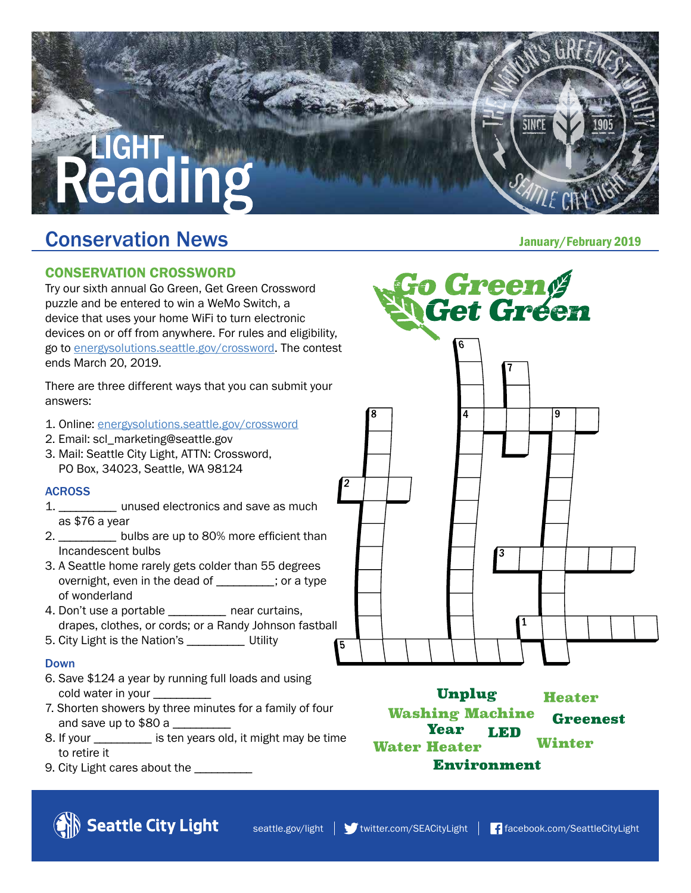# LIGHT Reading

## Conservation News

January/February 2019

### CONSERVATION CROSSWORD

Try our sixth annual Go Green, Get Green Crossword puzzle and be entered to win a WeMo Switch, a device that uses your home WiFi to turn electronic devices on or off from anywhere. For rules and eligibility, go to energysolutions.seattle.gov/crossword. The contest ends March 20, 2019.

There are three different ways that you can submit your answers:

1. Online: energysolutions.seattle.gov/crossword
2. Email: scl_marketing@seattle.gov
3. Mail: Seattle City Light, ATTN: Crossword, PO Box, 34023, Seattle, WA 98124

#### ACROSS

1. _________ unused electronics and save as much as $76 a year
2. _________ bulbs are up to 80% more efficient than Incandescent bulbs
3. A Seattle home rarely gets colder than 55 degrees overnight, even in the dead of _________; or a type of wonderland
4. Don't use a portable _________ near curtains, drapes, clothes, or cords; or a Randy Johnson fastball
5. City Light is the Nation's _________ Utility

#### Down

6. Save $124 a year by running full loads and using cold water in your _________
7. Shorten showers by three minutes for a family of four and save up to $80 a _________
8. If your _________ is ten years old, it might may be time to retire it
9. City Light cares about the _________

**Go Green Get Green**

Unplug, Heater, Washing Machine, Greenest, Year, LED, Water Heater, Winter, Environment

Seattle City Light | seattle.gov/light | twitter.com/SEACityLight | facebook.com/SeattleCityLight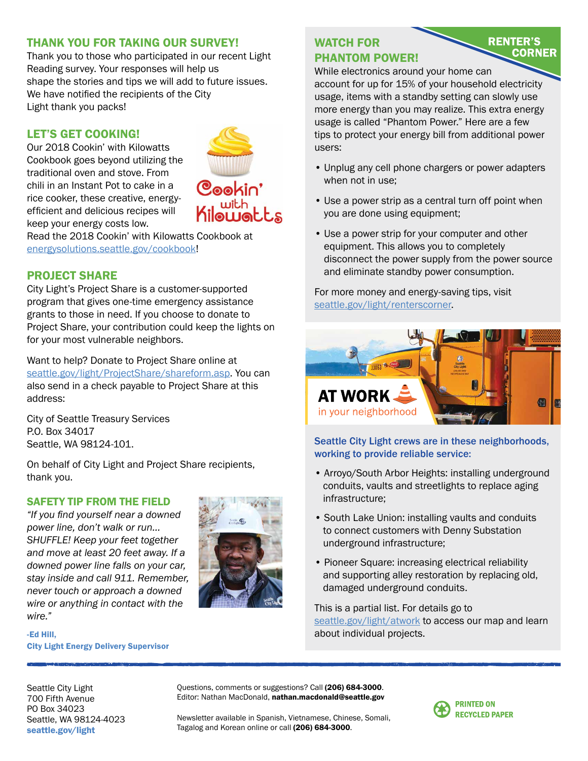## THANK YOU FOR TAKING OUR SURVEY!

Thank you to those who participated in our recent Light Reading survey. Your responses will help us shape the stories and tips we will add to future issues. We have notified the recipients of the City Light thank you packs!

## LET'S GET COOKING!

Our 2018 Cookin' with Kilowatts Cookbook goes beyond utilizing the traditional oven and stove. From chili in an Instant Pot to cake in a rice cooker, these creative, energy-efficient and delicious recipes will keep your energy costs low.

Read the 2018 Cookin' with Kilowatts Cookbook at energysolutions.seattle.gov/cookbook!

## PROJECT SHARE

City Light's Project Share is a customer-supported program that gives one-time emergency assistance grants to those in need. If you choose to donate to Project Share, your contribution could keep the lights on for your most vulnerable neighbors.

Want to help? Donate to Project Share online at seattle.gov/light/ProjectShare/shareform.asp. You can also send in a check payable to Project Share at this address:

City of Seattle Treasury Services
P.O. Box 34017
Seattle, WA 98124-101.

On behalf of City Light and Project Share recipients, thank you.

## SAFETY TIP FROM THE FIELD

*"If you find yourself near a downed power line, don't walk or run... SHUFFLE! Keep your feet together and move at least 20 feet away. If a downed power line falls on your car, stay inside and call 911. Remember, never touch or approach a downed wire or anything in contact with the wire."*

**-Ed Hill,**
**City Light Energy Delivery Supervisor**

## RENTER'S CORNER

## WATCH FOR PHANTOM POWER!

While electronics around your home can account for up for 15% of your household electricity usage, items with a standby setting can slowly use more energy than you may realize. This extra energy usage is called "Phantom Power." Here are a few tips to protect your energy bill from additional power users:

- Unplug any cell phone chargers or power adapters when not in use;
- Use a power strip as a central turn off point when you are done using equipment;
- Use a power strip for your computer and other equipment. This allows you to completely disconnect the power supply from the power source and eliminate standby power consumption.

For more money and energy-saving tips, visit seattle.gov/light/renterscorner.

## AT WORK in your neighborhood

**Seattle City Light crews are in these neighborhoods, working to provide reliable service:**

- Arroyo/South Arbor Heights: installing underground conduits, vaults and streetlights to replace aging infrastructure;
- South Lake Union: installing vaults and conduits to connect customers with Denny Substation underground infrastructure;
- Pioneer Square: increasing electrical reliability and supporting alley restoration by replacing old, damaged underground conduits.

This is a partial list. For details go to seattle.gov/light/atwork to access our map and learn about individual projects.

---

Seattle City Light
700 Fifth Avenue
PO Box 34023
Seattle, WA 98124-4023
**seattle.gov/light**

Questions, comments or suggestions? Call **(206) 684-3000**.
Editor: Nathan MacDonald, **nathan.macdonald@seattle.gov**

Newsletter available in Spanish, Vietnamese, Chinese, Somali, Tagalog and Korean online or call **(206) 684-3000**.

PRINTED ON RECYCLED PAPER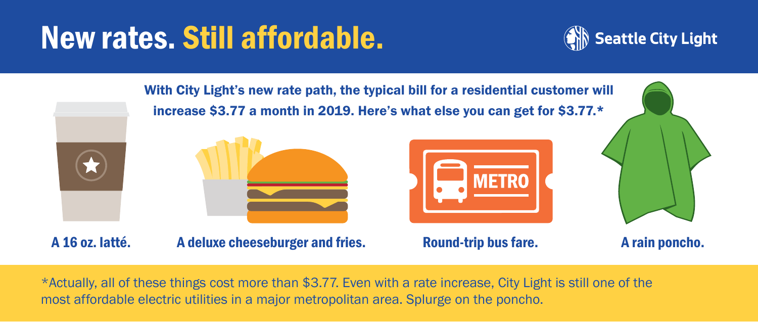# New rates. Still affordable.

Seattle City Light

**With City Light's new rate path, the typical bill for a residential customer will increase $3.77 a month in 2019. Here's what else you can get for $3.77.***

**A 16 oz. latté.**

**A deluxe cheeseburger and fries.**

**Round-trip bus fare.**

**A rain poncho.**

*Actually, all of these things cost more than $3.77. Even with a rate increase, City Light is still one of the most affordable electric utilities in a major metropolitan area. Splurge on the poncho.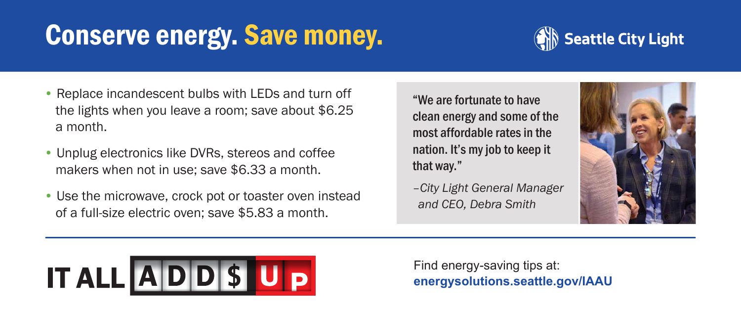# Conserve energy. Save money.

Seattle City Light

- Replace incandescent bulbs with LEDs and turn off the lights when you leave a room; save about $6.25 a month.
- Unplug electronics like DVRs, stereos and coffee makers when not in use; save $6.33 a month.
- Use the microwave, crock pot or toaster oven instead of a full-size electric oven; save $5.83 a month.

"We are fortunate to have clean energy and some of the most affordable rates in the nation. It's my job to keep it that way."

*–City Light General Manager and CEO, Debra Smith*

**IT ALL ADD$ UP**

Find energy-saving tips at:
**energysolutions.seattle.gov/IAAU**